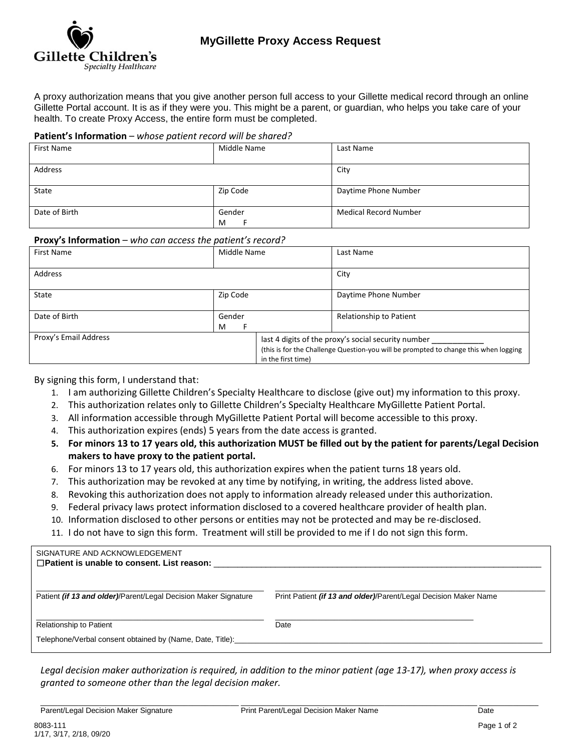Gillette Children's
*Specialty Healthcare*

# MyGillette Proxy Access Request

A proxy authorization means that you give another person full access to your Gillette medical record through an online Gillette Portal account. It is as if they were you. This might be a parent, or guardian, who helps you take care of your health. To create Proxy Access, the entire form must be completed.

**Patient's Information** – *whose patient record will be shared?*

| First Name | Middle Name | Last Name |
|---|---|---|
| Address | | City |
| State | Zip Code | Daytime Phone Number |
| Date of Birth | Gender<br>M F | Medical Record Number |

**Proxy's Information** – *who can access the patient's record?*

| First Name | Middle Name | Last Name |
|---|---|---|
| Address | | City |
| State | Zip Code | Daytime Phone Number |
| Date of Birth | Gender<br>M F | Relationship to Patient |
| Proxy's Email Address | last 4 digits of the proxy's social security number ___________<br>(this is for the Challenge Question-you will be prompted to change this when logging in the first time) | |

By signing this form, I understand that:

1. I am authorizing Gillette Children's Specialty Healthcare to disclose (give out) my information to this proxy.
2. This authorization relates only to Gillette Children's Specialty Healthcare MyGillette Patient Portal.
3. All information accessible through MyGillette Patient Portal will become accessible to this proxy.
4. This authorization expires (ends) 5 years from the date access is granted.
5. **For minors 13 to 17 years old, this authorization MUST be filled out by the patient for parents/Legal Decision makers to have proxy to the patient portal.**
6. For minors 13 to 17 years old, this authorization expires when the patient turns 18 years old.
7. This authorization may be revoked at any time by notifying, in writing, the address listed above.
8. Revoking this authorization does not apply to information already released under this authorization.
9. Federal privacy laws protect information disclosed to a covered healthcare provider of health plan.
10. Information disclosed to other persons or entities may not be protected and may be re-disclosed.
11. I do not have to sign this form. Treatment will still be provided to me if I do not sign this form.

SIGNATURE AND ACKNOWLEDGEMENT

☐**Patient is unable to consent. List reason:** ____________________________________________

______________________________ Patient ***(if 13 and older)***/Parent/Legal Decision Maker Signature

______________________________ Print Patient ***(if 13 and older)***/Parent/Legal Decision Maker Name

______________________________ Relationship to Patient

______________________________ Date

Telephone/Verbal consent obtained by (Name, Date, Title):______________________________

*Legal decision maker authorization is required, in addition to the minor patient (age 13-17), when proxy access is granted to someone other than the legal decision maker.*

______________________________ Parent/Legal Decision Maker Signature

______________________________ Print Parent/Legal Decision Maker Name

______________ Date

8083-111
1/17, 3/17, 2/18, 09/20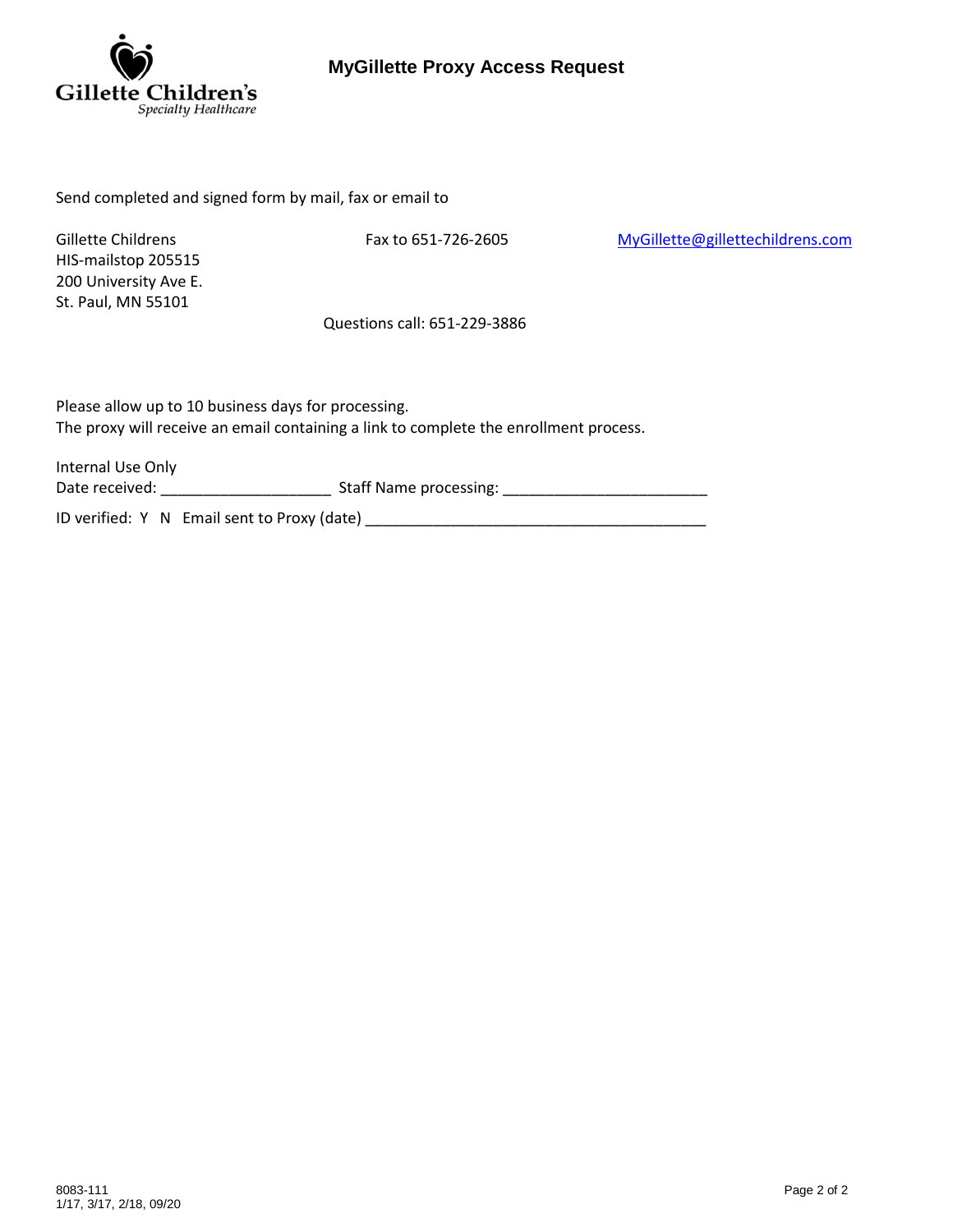# MyGillette Proxy Access Request

Send completed and signed form by mail, fax or email to

Gillette Childrens
HIS-mailstop 205515
200 University Ave E.
St. Paul, MN 55101

Fax to 651-726-2605

MyGillette@gillettechildrens.com

Questions call: 651-229-3886

Please allow up to 10 business days for processing.
The proxy will receive an email containing a link to complete the enrollment process.

Internal Use Only
Date received: ____________________ Staff Name processing: ________________________

ID verified: Y N Email sent to Proxy (date) ________________________________________

8083-111
1/17, 3/17, 2/18, 09/20